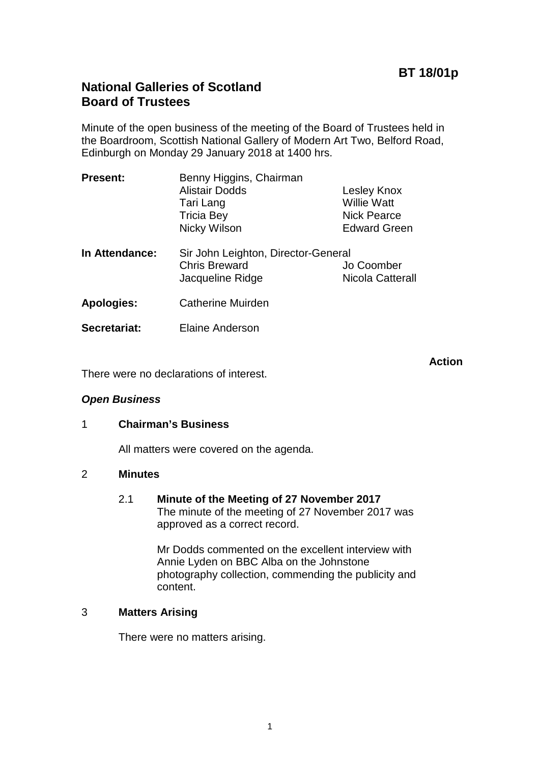**BT 18/01p**

# National Galleries of Scotland
# Board of Trustees

Minute of the open business of the meeting of the Board of Trustees held in the Boardroom, Scottish National Gallery of Modern Art Two, Belford Road, Edinburgh on Monday 29 January 2018 at 1400 hrs.

| | | |
|---|---|---|
| **Present:** | Benny Higgins, Chairman | |
| | Alistair Dodds | Lesley Knox |
| | Tari Lang | Willie Watt |
| | Tricia Bey | Nick Pearce |
| | Nicky Wilson | Edward Green |
| **In Attendance:** | Sir John Leighton, Director-General | |
| | Chris Breward | Jo Coomber |
| | Jacqueline Ridge | Nicola Catterall |
| **Apologies:** | Catherine Muirden | |
| **Secretariat:** | Elaine Anderson | |

**Action**

There were no declarations of interest.

***Open Business***

1 **Chairman's Business**

All matters were covered on the agenda.

2 **Minutes**

2.1 **Minute of the Meeting of 27 November 2017**
The minute of the meeting of 27 November 2017 was approved as a correct record.

Mr Dodds commented on the excellent interview with Annie Lyden on BBC Alba on the Johnstone photography collection, commending the publicity and content.

3 **Matters Arising**

There were no matters arising.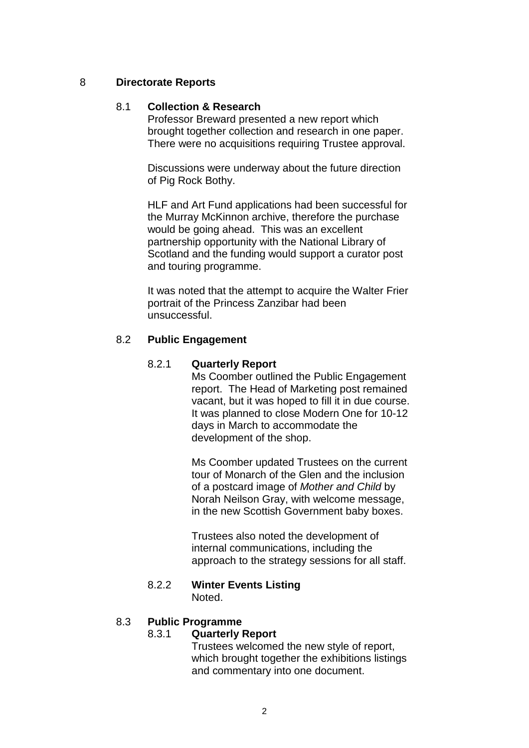## 8 Directorate Reports

### 8.1 Collection & Research

Professor Breward presented a new report which brought together collection and research in one paper. There were no acquisitions requiring Trustee approval.

Discussions were underway about the future direction of Pig Rock Bothy.

HLF and Art Fund applications had been successful for the Murray McKinnon archive, therefore the purchase would be going ahead. This was an excellent partnership opportunity with the National Library of Scotland and the funding would support a curator post and touring programme.

It was noted that the attempt to acquire the Walter Frier portrait of the Princess Zanzibar had been unsuccessful.

### 8.2 Public Engagement

#### 8.2.1 Quarterly Report

Ms Coomber outlined the Public Engagement report. The Head of Marketing post remained vacant, but it was hoped to fill it in due course. It was planned to close Modern One for 10-12 days in March to accommodate the development of the shop.

Ms Coomber updated Trustees on the current tour of Monarch of the Glen and the inclusion of a postcard image of *Mother and Child* by Norah Neilson Gray, with welcome message, in the new Scottish Government baby boxes.

Trustees also noted the development of internal communications, including the approach to the strategy sessions for all staff.

#### 8.2.2 Winter Events Listing

Noted.

### 8.3 Public Programme

#### 8.3.1 Quarterly Report

Trustees welcomed the new style of report, which brought together the exhibitions listings and commentary into one document.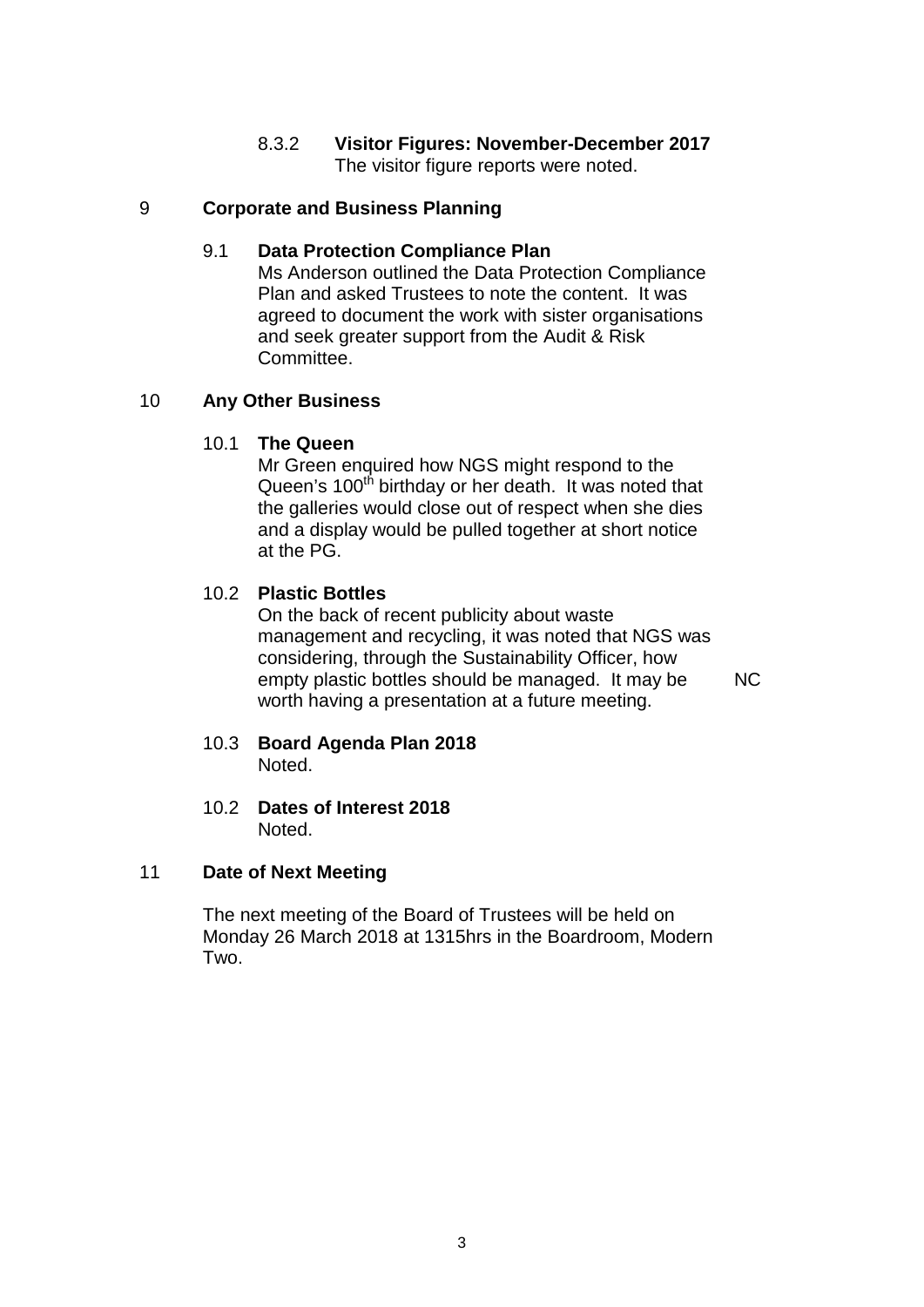8.3.2 **Visitor Figures: November-December 2017**
The visitor figure reports were noted.

## 9 Corporate and Business Planning

### 9.1 Data Protection Compliance Plan

Ms Anderson outlined the Data Protection Compliance Plan and asked Trustees to note the content. It was agreed to document the work with sister organisations and seek greater support from the Audit & Risk Committee.

## 10 Any Other Business

### 10.1 The Queen

Mr Green enquired how NGS might respond to the Queen's 100th birthday or her death. It was noted that the galleries would close out of respect when she dies and a display would be pulled together at short notice at the PG.

### 10.2 Plastic Bottles

On the back of recent publicity about waste management and recycling, it was noted that NGS was considering, through the Sustainability Officer, how empty plastic bottles should be managed. It may be worth having a presentation at a future meeting. NC

### 10.3 Board Agenda Plan 2018

Noted.

### 10.2 Dates of Interest 2018

Noted.

## 11 Date of Next Meeting

The next meeting of the Board of Trustees will be held on Monday 26 March 2018 at 1315hrs in the Boardroom, Modern Two.